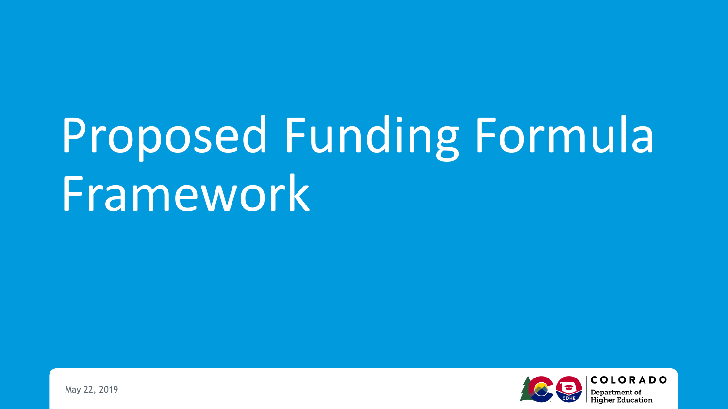# Proposed Funding Formula Framework

May 22, 2019

COLORADO
Department of Higher Education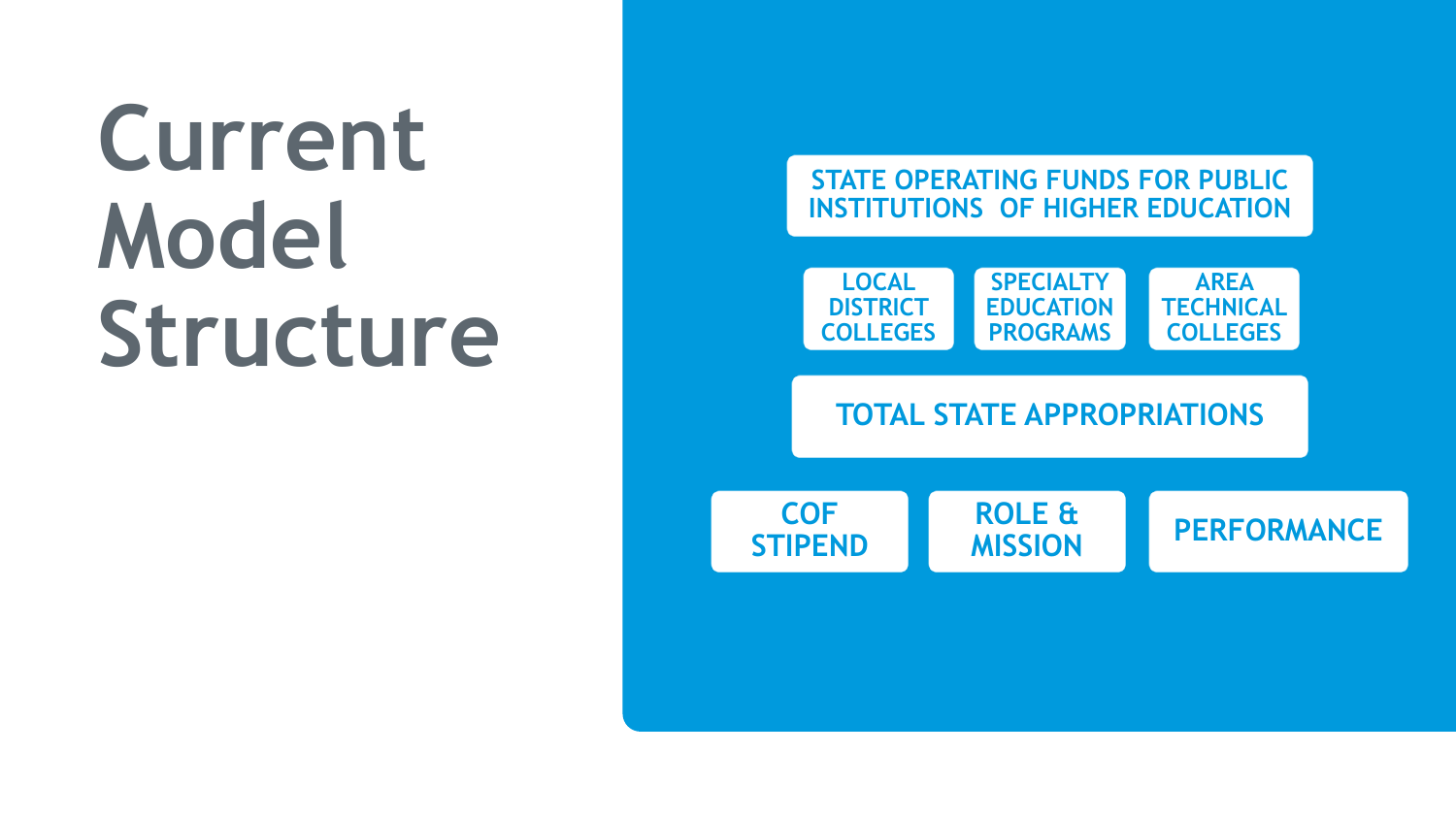# Current Model Structure

- STATE OPERATING FUNDS FOR PUBLIC INSTITUTIONS OF HIGHER EDUCATION
  - LOCAL DISTRICT COLLEGES
  - SPECIALTY EDUCATION PROGRAMS
  - AREA TECHNICAL COLLEGES
- TOTAL STATE APPROPRIATIONS
  - COF STIPEND
  - ROLE & MISSION
  - PERFORMANCE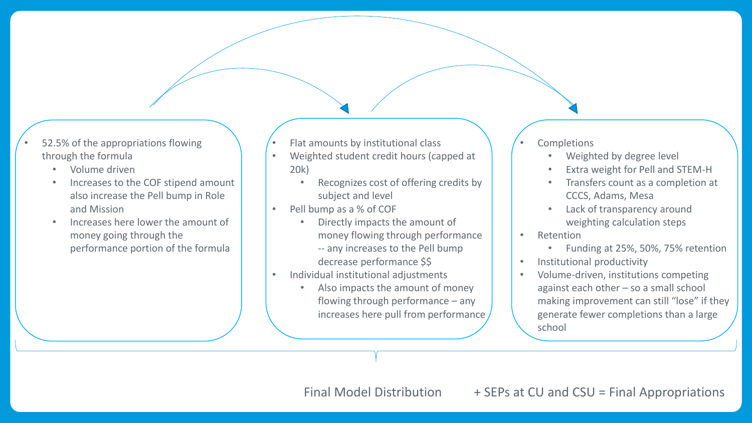- 52.5% of the appropriations flowing through the formula
  - Volume driven
  - Increases to the COF stipend amount also increase the Pell bump in Role and Mission
  - Increases here lower the amount of money going through the performance portion of the formula

- Flat amounts by institutional class
- Weighted student credit hours (capped at 20k)
  - Recognizes cost of offering credits by subject and level
- Pell bump as a % of COF
  - Directly impacts the amount of money flowing through performance -- any increases to the Pell bump decrease performance $$
- Individual institutional adjustments
  - Also impacts the amount of money flowing through performance – any increases here pull from performance

- Completions
  - Weighted by degree level
  - Extra weight for Pell and STEM-H
  - Transfers count as a completion at CCCS, Adams, Mesa
  - Lack of transparency around weighting calculation steps
- Retention
  - Funding at 25%, 50%, 75% retention
- Institutional productivity
- Volume-driven, institutions competing against each other – so a small school making improvement can still "lose" if they generate fewer completions than a large school

Final Model Distribution + SEPs at CU and CSU = Final Appropriations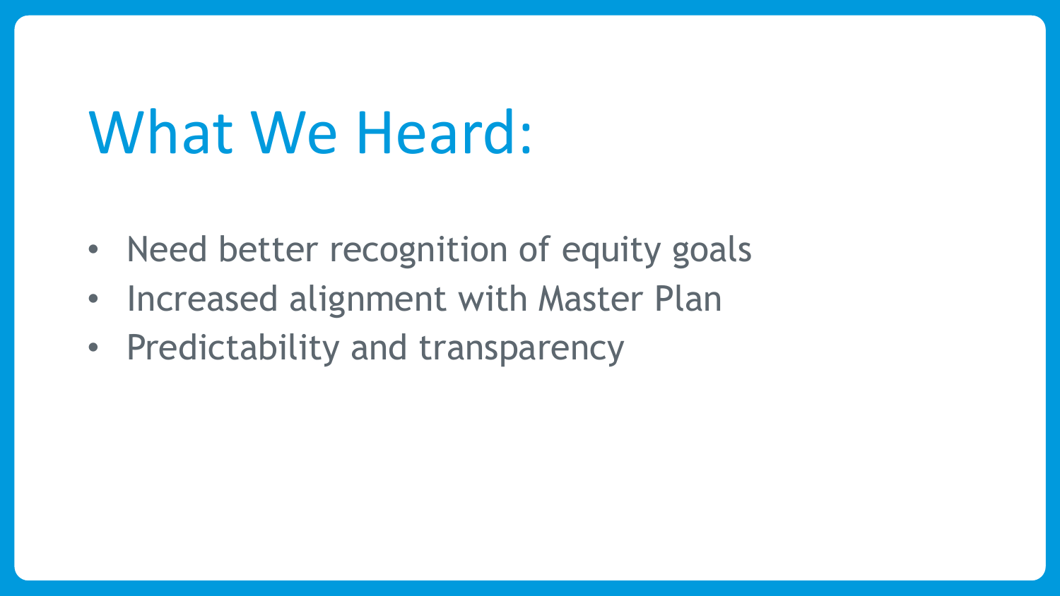# What We Heard:

- Need better recognition of equity goals
- Increased alignment with Master Plan
- Predictability and transparency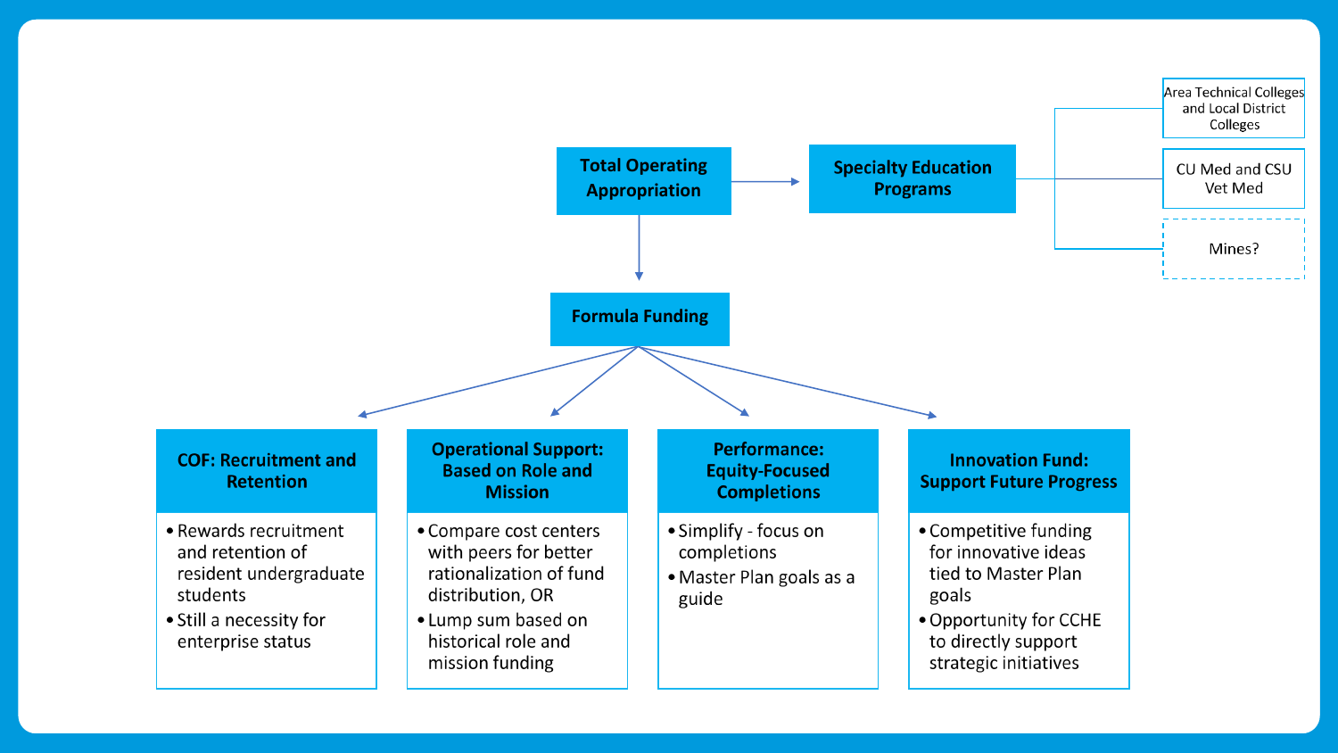**Total Operating Appropriation**

→ **Specialty Education Programs**

- Area Technical Colleges and Local District Colleges
- CU Med and CSU Vet Med
- Mines?

→ **Formula Funding**

### COF: Recruitment and Retention

- Rewards recruitment and retention of resident undergraduate students
- Still a necessity for enterprise status

### Operational Support: Based on Role and Mission

- Compare cost centers with peers for better rationalization of fund distribution, OR
- Lump sum based on historical role and mission funding

### Performance: Equity-Focused Completions

- Simplify - focus on completions
- Master Plan goals as a guide

### Innovation Fund: Support Future Progress

- Competitive funding for innovative ideas tied to Master Plan goals
- Opportunity for CCHE to directly support strategic initiatives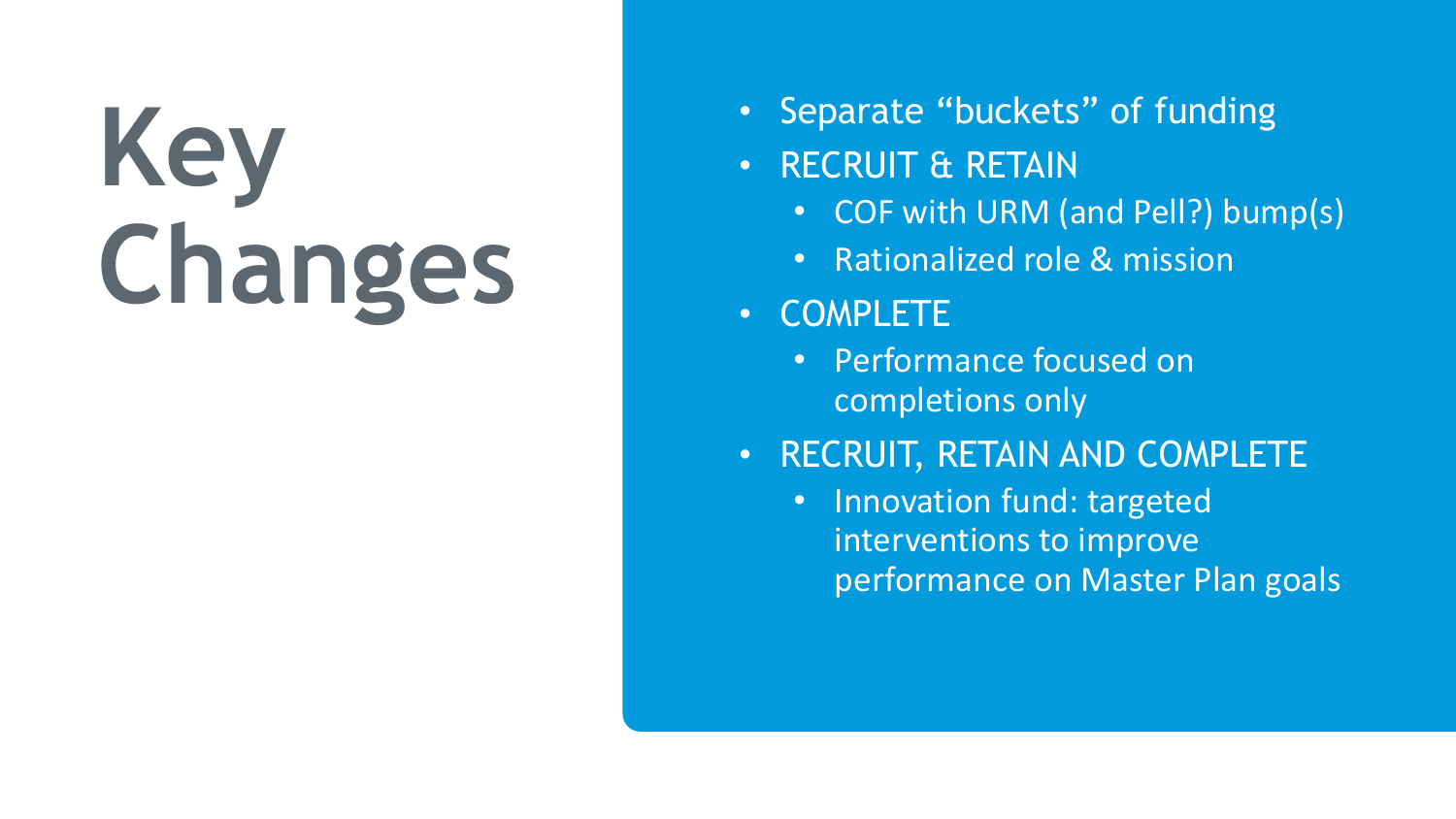# Key Changes

- Separate "buckets" of funding
- RECRUIT & RETAIN
  - COF with URM (and Pell?) bump(s)
  - Rationalized role & mission
- COMPLETE
  - Performance focused on completions only
- RECRUIT, RETAIN AND COMPLETE
  - Innovation fund: targeted interventions to improve performance on Master Plan goals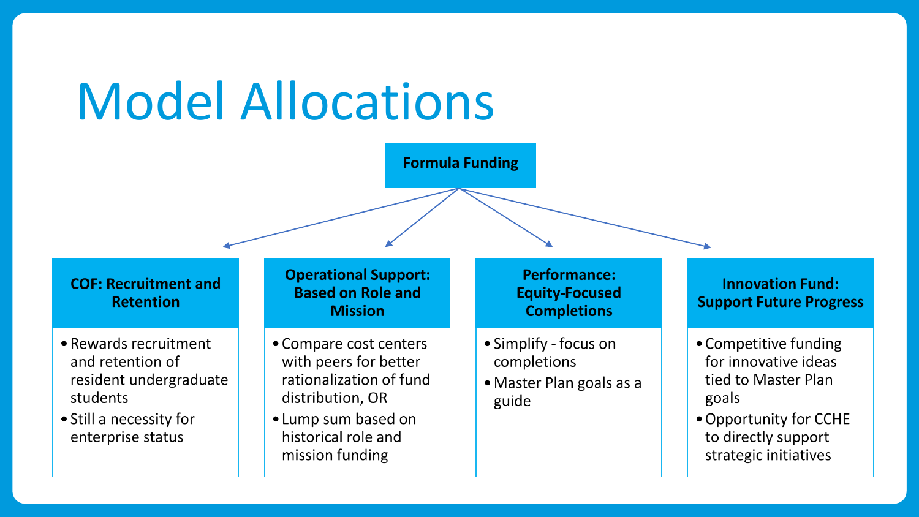# Model Allocations

**Formula Funding**

### COF: Recruitment and Retention

- Rewards recruitment and retention of resident undergraduate students
- Still a necessity for enterprise status

### Operational Support: Based on Role and Mission

- Compare cost centers with peers for better rationalization of fund distribution, OR
- Lump sum based on historical role and mission funding

### Performance: Equity-Focused Completions

- Simplify - focus on completions
- Master Plan goals as a guide

### Innovation Fund: Support Future Progress

- Competitive funding for innovative ideas tied to Master Plan goals
- Opportunity for CCHE to directly support strategic initiatives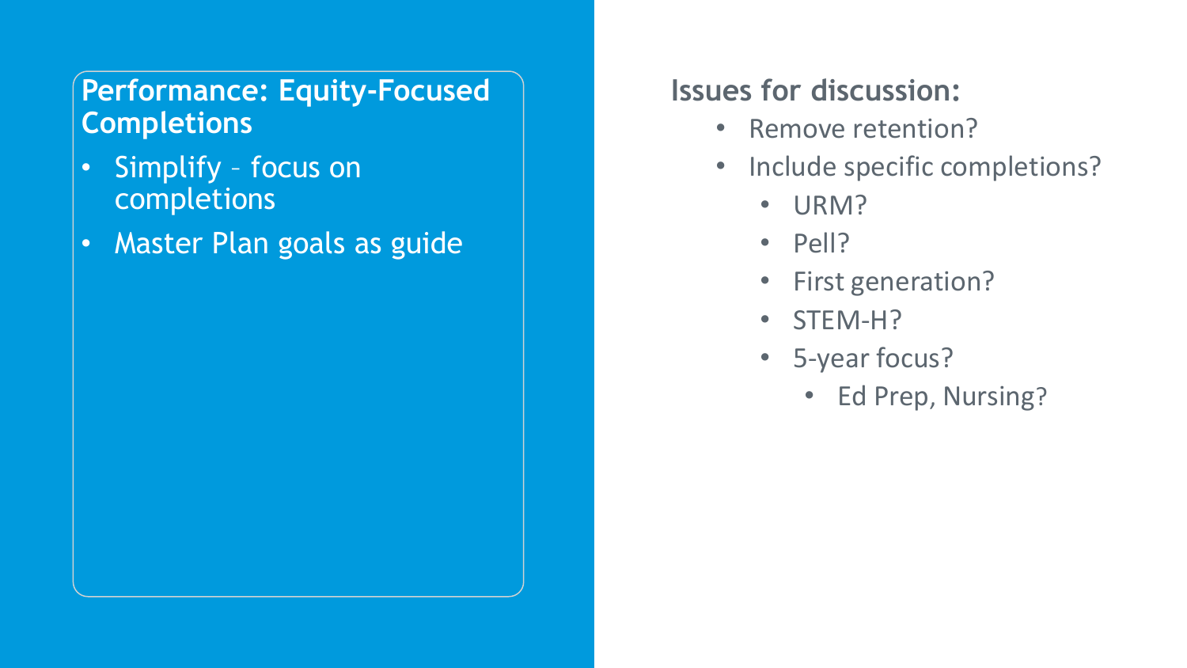## Performance: Equity-Focused Completions

- Simplify – focus on completions
- Master Plan goals as guide

### Issues for discussion:

- Remove retention?
- Include specific completions?
  - URM?
  - Pell?
  - First generation?
  - STEM-H?
  - 5-year focus?
    - Ed Prep, Nursing?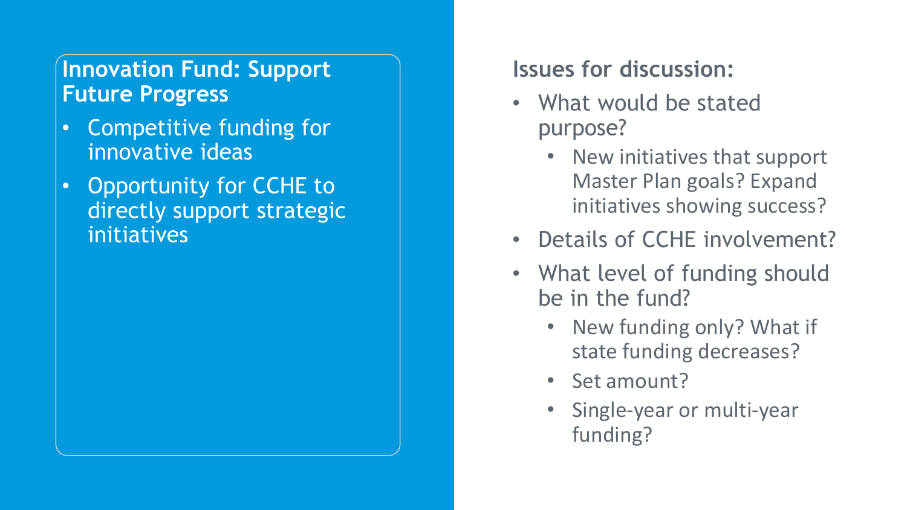## Innovation Fund: Support Future Progress

- Competitive funding for innovative ideas
- Opportunity for CCHE to directly support strategic initiatives

## Issues for discussion:

- What would be stated purpose?
  - New initiatives that support Master Plan goals? Expand initiatives showing success?
- Details of CCHE involvement?
- What level of funding should be in the fund?
  - New funding only? What if state funding decreases?
  - Set amount?
  - Single-year or multi-year funding?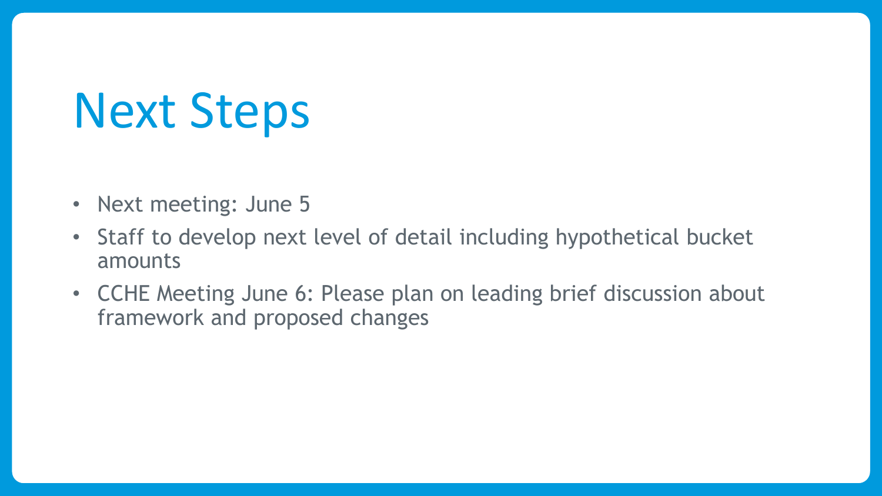# Next Steps

- Next meeting: June 5
- Staff to develop next level of detail including hypothetical bucket amounts
- CCHE Meeting June 6: Please plan on leading brief discussion about framework and proposed changes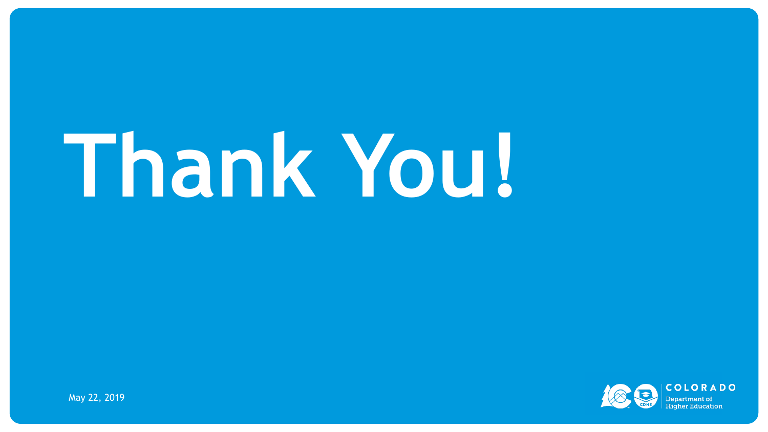# Thank You!

May 22, 2019

COLORADO
Department of Higher Education